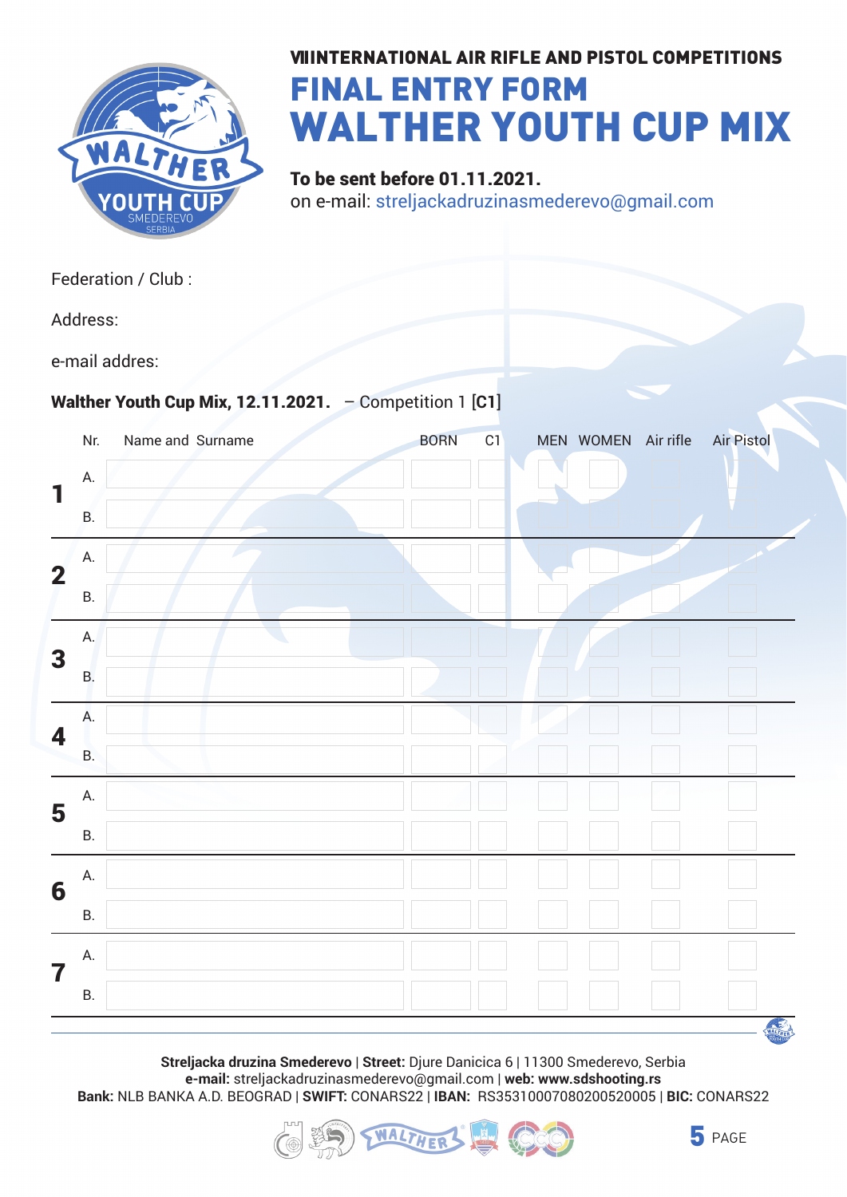VIIINTERNATIONAL AIR RIFLE AND PISTOL COMPETITIONS

# FINAL ENTRY FORM
# WALTHER YOUTH CUP MIX

**To be sent before 01.11.2021.**
on e-mail: streljackadruzinasmederevo@gmail.com

Federation / Club :

Address:

e-mail addres:

**Walther Youth Cup Mix, 12.11.2021.** – Competition 1 **[C1]**

| | Nr. | Name and Surname | BORN | C1 | MEN | WOMEN | Air rifle | Air Pistol |
|---|---|---|---|---|---|---|---|---|
| **1** | A. | | | | | | | |
| | B. | | | | | | | |
| **2** | A. | | | | | | | |
| | B. | | | | | | | |
| **3** | A. | | | | | | | |
| | B. | | | | | | | |
| **4** | A. | | | | | | | |
| | B. | | | | | | | |
| **5** | A. | | | | | | | |
| | B. | | | | | | | |
| **6** | A. | | | | | | | |
| | B. | | | | | | | |
| **7** | A. | | | | | | | |
| | B. | | | | | | | |

**Streljacka druzina Smederevo** | **Street:** Djure Danicica 6 | 11300 Smederevo, Serbia
**e-mail:** streljackadruzinasmederevo@gmail.com | **web: www.sdshooting.rs**
**Bank:** NLB BANKA A.D. BEOGRAD | **SWIFT:** CONARS22 | **IBAN:** RS35310007080200520005 | **BIC:** CONARS22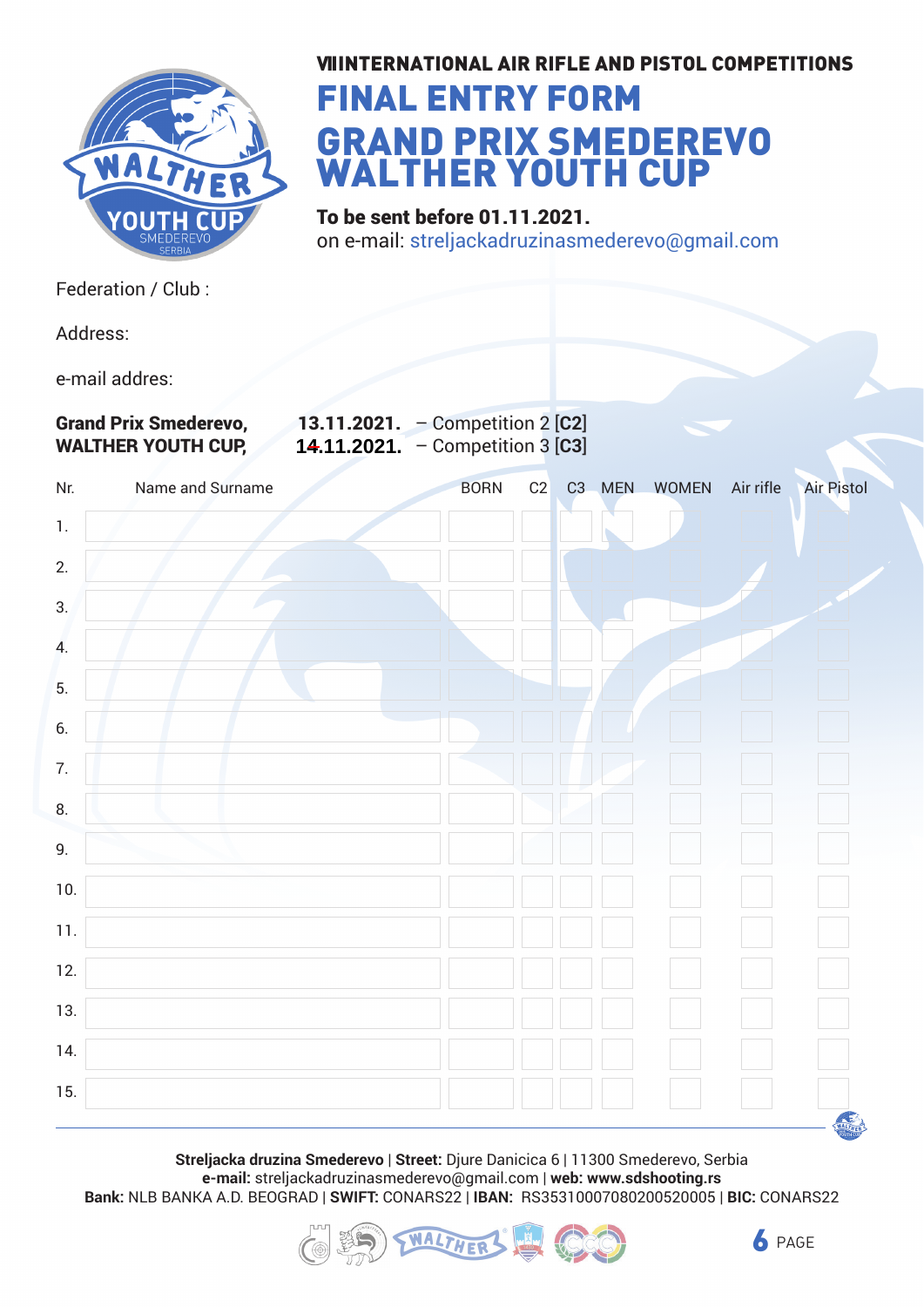### VIIINTERNATIONAL AIR RIFLE AND PISTOL COMPETITIONS

# FINAL ENTRY FORM

# GRAND PRIX SMEDEREVO WALTHER YOUTH CUP

**To be sent before 01.11.2021.**
on e-mail: streljackadruzinasmederevo@gmail.com

Federation / Club :

Address:

e-mail addres:

| | | |
|---|---|---|
| **Grand Prix Smederevo,** | **13.11.2021.** | – Competition 2 **[C2]** |
| **WALTHER YOUTH CUP,** | **14.11.2021.** | – Competition 3 **[C3]** |

| Nr. | Name and Surname | BORN | C2 | C3 | MEN | WOMEN | Air rifle | Air Pistol |
|---|---|---|---|---|---|---|---|---|
| 1. | | | | | | | | |
| 2. | | | | | | | | |
| 3. | | | | | | | | |
| 4. | | | | | | | | |
| 5. | | | | | | | | |
| 6. | | | | | | | | |
| 7. | | | | | | | | |
| 8. | | | | | | | | |
| 9. | | | | | | | | |
| 10. | | | | | | | | |
| 11. | | | | | | | | |
| 12. | | | | | | | | |
| 13. | | | | | | | | |
| 14. | | | | | | | | |
| 15. | | | | | | | | |

**Streljacka druzina Smederevo** | **Street:** Djure Danicica 6 | 11300 Smederevo, Serbia
**e-mail:** streljackadruzinasmederevo@gmail.com | **web: www.sdshooting.rs**
**Bank:** NLB BANKA A.D. BEOGRAD | **SWIFT:** CONARS22 | **IBAN:** RS35310007080200520005 | **BIC:** CONARS22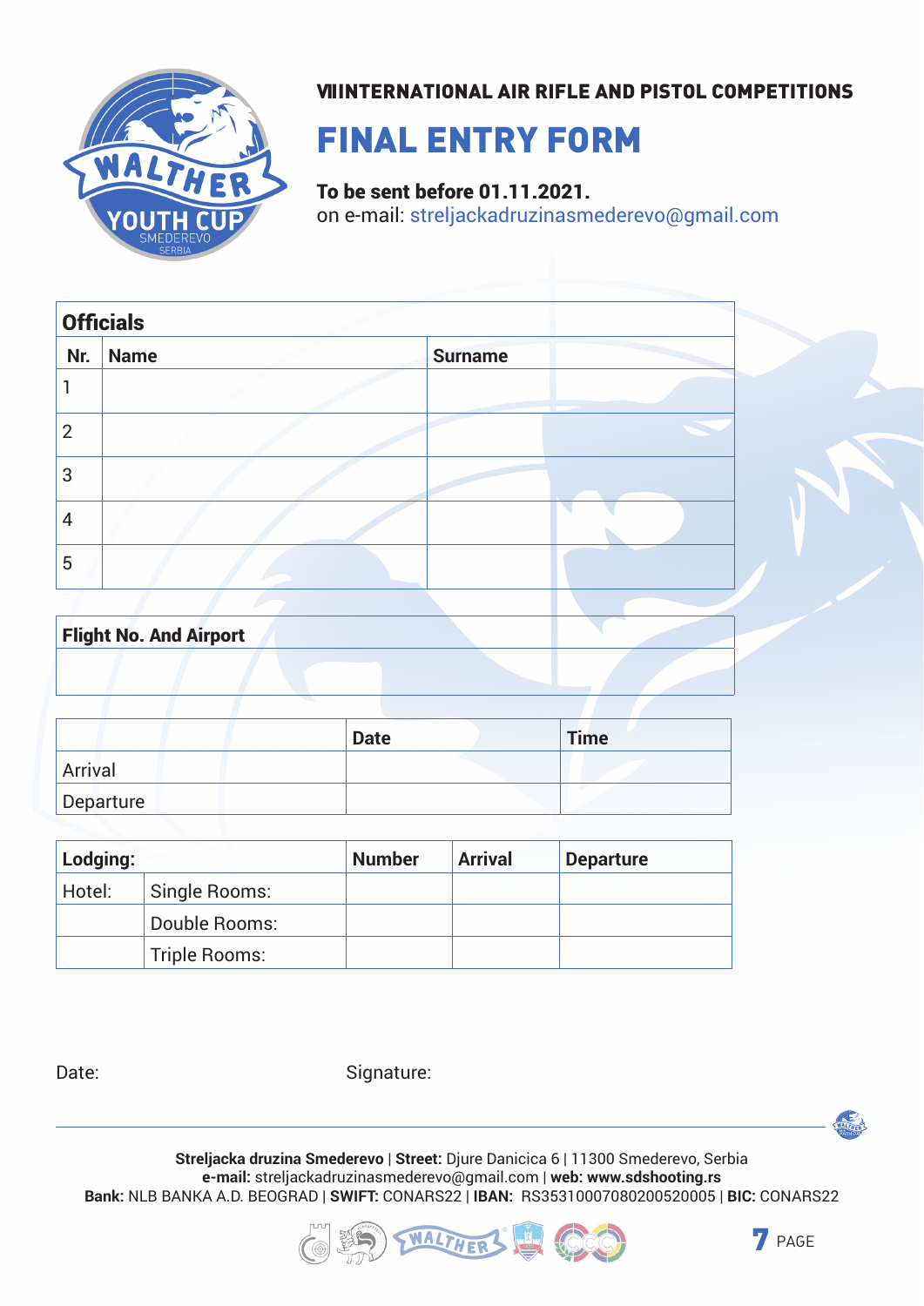VIIINTERNATIONAL AIR RIFLE AND PISTOL COMPETITIONS

# FINAL ENTRY FORM

**To be sent before 01.11.2021.**
on e-mail: streljackadruzinasmederevo@gmail.com

| Officials | | |
|---|---|---|
| **Nr.** | **Name** | **Surname** |
| 1 | | |
| 2 | | |
| 3 | | |
| 4 | | |
| 5 | | |

| Flight No. And Airport |
|---|
| |

| | Date | Time |
|---|---|---|
| Arrival | | |
| Departure | | |

| Lodging: | | Number | Arrival | Departure |
|---|---|---|---|---|
| Hotel: | Single Rooms: | | | |
| | Double Rooms: | | | |
| | Triple Rooms: | | | |

Date: Signature:

**Streljacka druzina Smederevo** | **Street:** Djure Danicica 6 | 11300 Smederevo, Serbia
**e-mail:** streljackadruzinasmederevo@gmail.com | **web: www.sdshooting.rs**
**Bank:** NLB BANKA A.D. BEOGRAD | **SWIFT:** CONARS22 | **IBAN:** RS35310007080200520005 | **BIC:** CONARS22